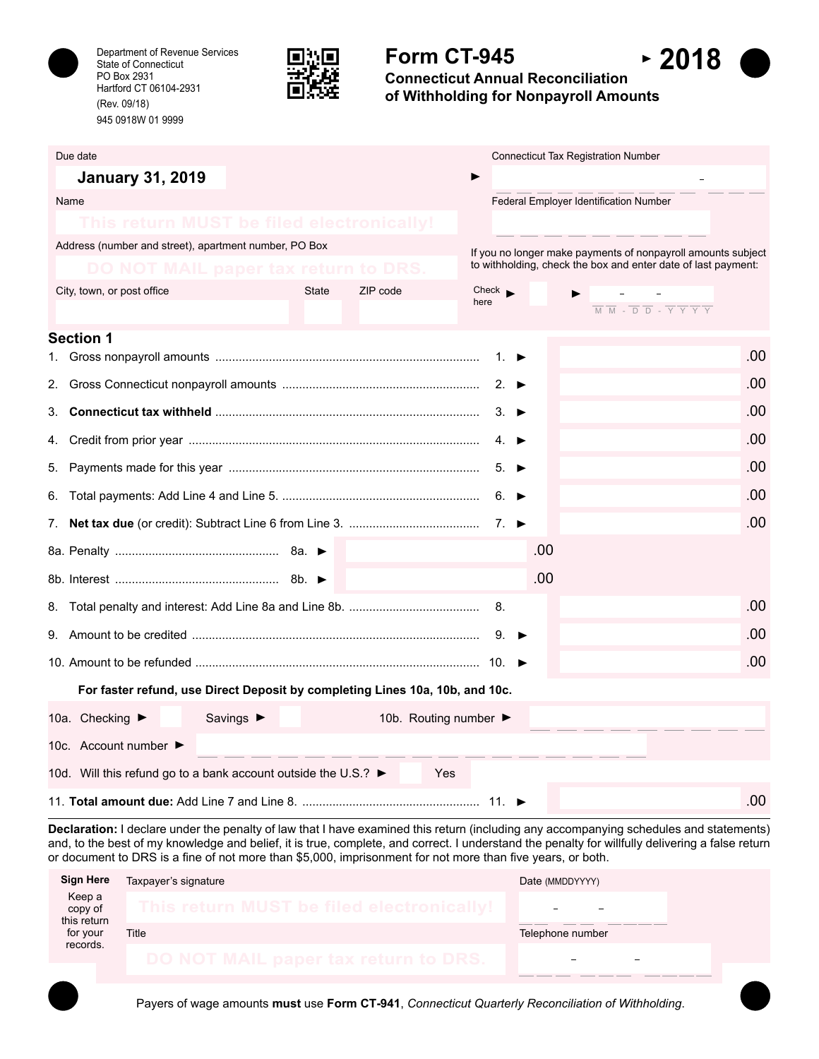Department of Revenue Services
State of Connecticut
PO Box 2931
Hartford CT 06104-2931
(Rev. 09/18)
945 0918W 01 9999

# Form CT-945

## Connecticut Annual Reconciliation of Withholding for Nonpayroll Amounts

**2018**

Due date: **January 31, 2019**

Connecticut Tax Registration Number

Name: This return MUST be filed electronically!

Federal Employer Identification Number

Address (number and street), apartment number, PO Box: DO NOT MAIL paper tax return to DRS.

If you no longer make payments of nonpayroll amounts subject to withholding, check the box and enter date of last payment: Check here ☐ (MM - DD - YYYY)

City, town, or post office | State | ZIP code

## Section 1

| Line | Description | Amount |
|---|---|---|
| 1. | Gross nonpayroll amounts | .00 |
| 2. | Gross Connecticut nonpayroll amounts | .00 |
| 3. | **Connecticut tax withheld** | .00 |
| 4. | Credit from prior year | .00 |
| 5. | Payments made for this year | .00 |
| 6. | Total payments: Add Line 4 and Line 5. | .00 |
| 7. | **Net tax due** (or credit): Subtract Line 6 from Line 3. | .00 |
| 8a. | Penalty | .00 |
| 8b. | Interest | .00 |
| 8. | Total penalty and interest: Add Line 8a and Line 8b. | .00 |
| 9. | Amount to be credited | .00 |
| 10. | Amount to be refunded | .00 |

**For faster refund, use Direct Deposit by completing Lines 10a, 10b, and 10c.**

10a. Checking ☐ Savings ☐ 10b. Routing number

10c. Account number

10d. Will this refund go to a bank account outside the U.S.? ☐ Yes

11. **Total amount due:** Add Line 7 and Line 8. .00

**Declaration:** I declare under the penalty of law that I have examined this return (including any accompanying schedules and statements) and, to the best of my knowledge and belief, it is true, complete, and correct. I understand the penalty for willfully delivering a false return or document to DRS is a fine of not more than $5,000, imprisonment for not more than five years, or both.

**Sign Here** Keep a copy of this return for your records.

Taxpayer's signature: This return MUST be filed electronically! | Date (MMDDYYYY)

Title: DO NOT MAIL paper tax return to DRS. | Telephone number

Payers of wage amounts **must** use **Form CT-941**, *Connecticut Quarterly Reconciliation of Withholding*.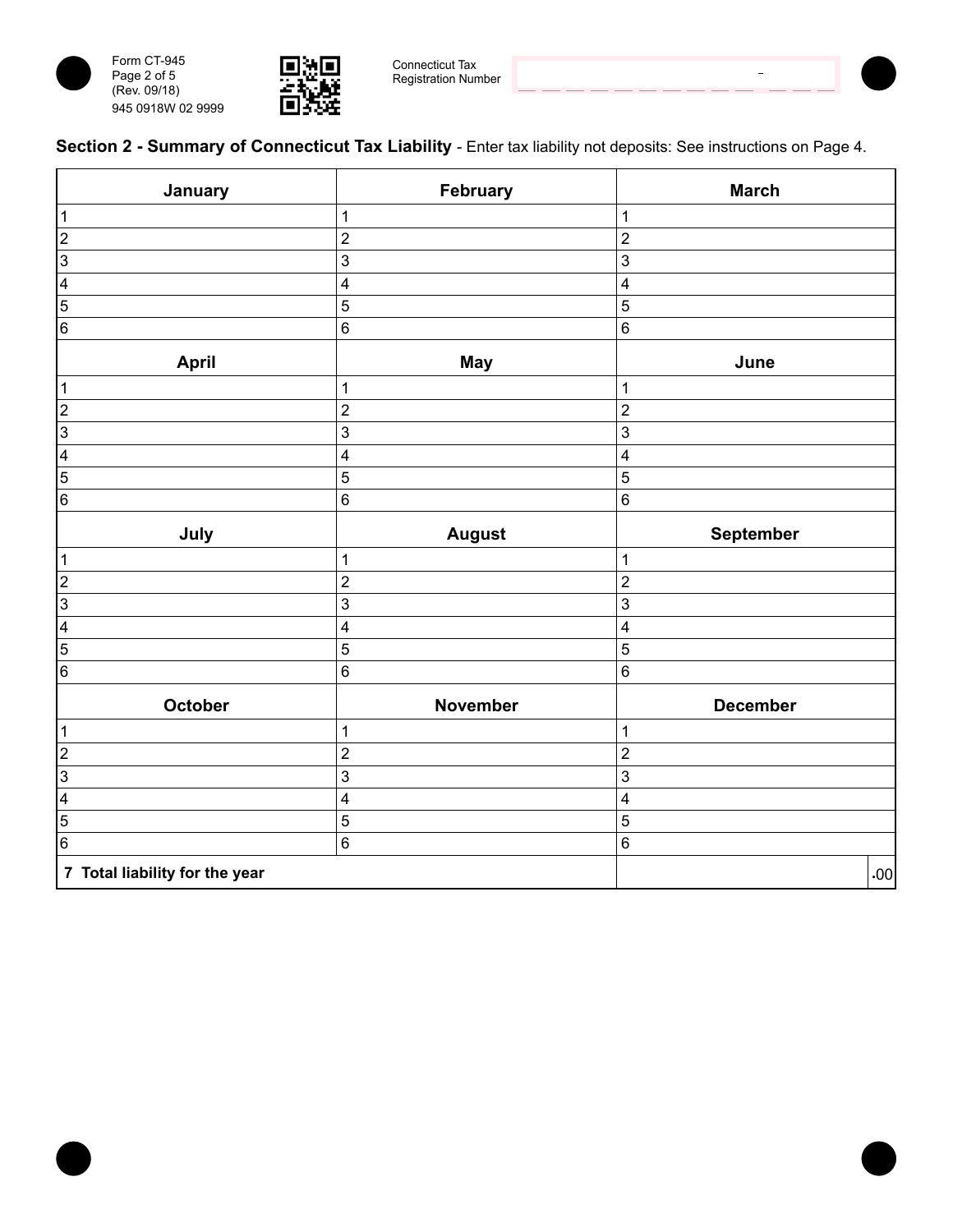Form CT-945
(Rev. 09/18)
945 0918W 02 9999

Connecticut Tax Registration Number

## Section 2 - Summary of Connecticut Tax Liability - Enter tax liability not deposits: See instructions on Page 4.

| January | February | March |
|---|---|---|
| 1 | 1 | 1 |
| 2 | 2 | 2 |
| 3 | 3 | 3 |
| 4 | 4 | 4 |
| 5 | 5 | 5 |
| 6 | 6 | 6 |
| **April** | **May** | **June** |
| 1 | 1 | 1 |
| 2 | 2 | 2 |
| 3 | 3 | 3 |
| 4 | 4 | 4 |
| 5 | 5 | 5 |
| 6 | 6 | 6 |
| **July** | **August** | **September** |
| 1 | 1 | 1 |
| 2 | 2 | 2 |
| 3 | 3 | 3 |
| 4 | 4 | 4 |
| 5 | 5 | 5 |
| 6 | 6 | 6 |
| **October** | **November** | **December** |
| 1 | 1 | 1 |
| 2 | 2 | 2 |
| 3 | 3 | 3 |
| 4 | 4 | 4 |
| 5 | 5 | 5 |
| 6 | 6 | 6 |
| **7 Total liability for the year** | | .00 |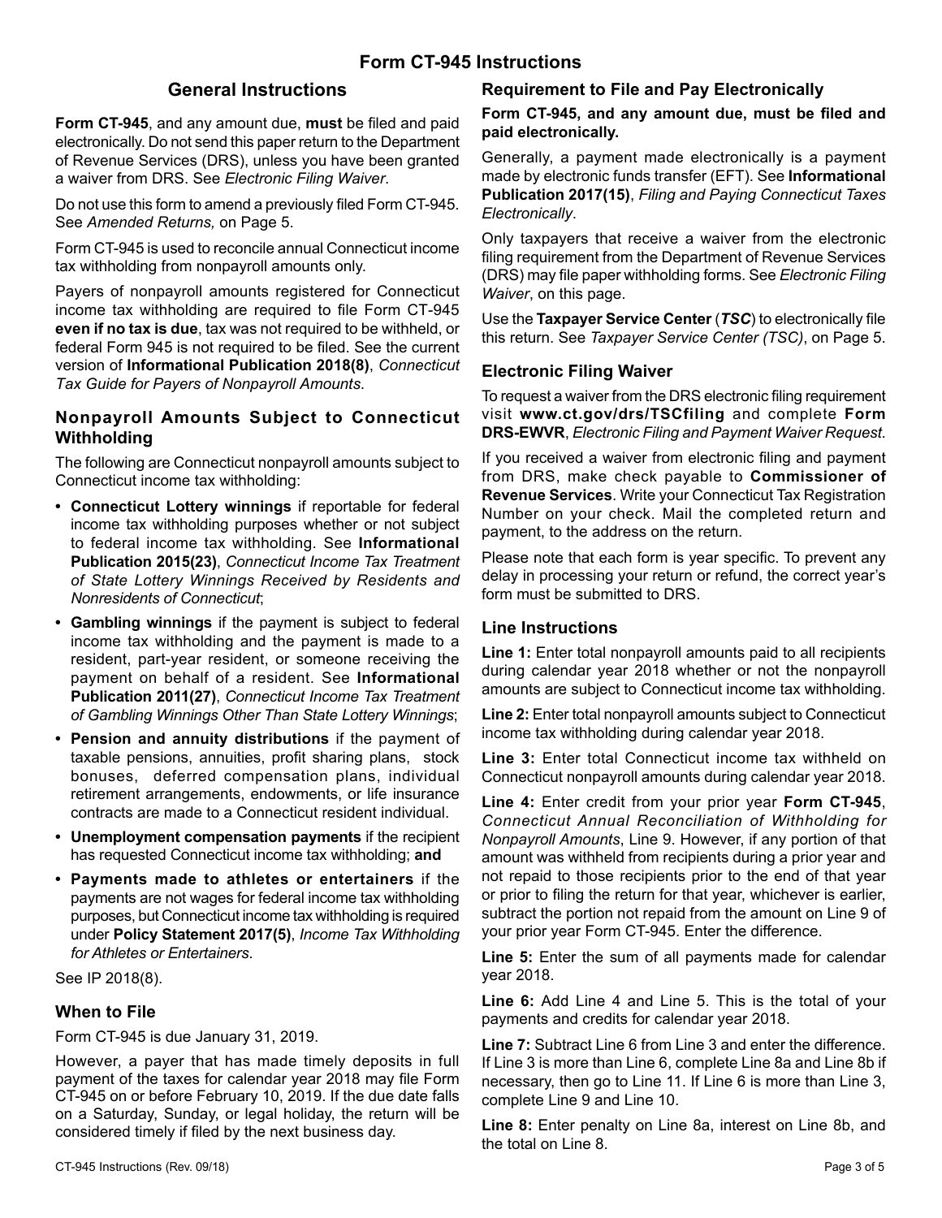# Form CT-945 Instructions

## General Instructions

**Form CT-945**, and any amount due, **must** be filed and paid electronically. Do not send this paper return to the Department of Revenue Services (DRS), unless you have been granted a waiver from DRS. See *Electronic Filing Waiver*.

Do not use this form to amend a previously filed Form CT-945. See *Amended Returns,* on Page 5.

Form CT-945 is used to reconcile annual Connecticut income tax withholding from nonpayroll amounts only.

Payers of nonpayroll amounts registered for Connecticut income tax withholding are required to file Form CT-945 **even if no tax is due**, tax was not required to be withheld, or federal Form 945 is not required to be filed. See the current version of **Informational Publication 2018(8)**, *Connecticut Tax Guide for Payers of Nonpayroll Amounts*.

### Nonpayroll Amounts Subject to Connecticut Withholding

The following are Connecticut nonpayroll amounts subject to Connecticut income tax withholding:

- **Connecticut Lottery winnings** if reportable for federal income tax withholding purposes whether or not subject to federal income tax withholding. See **Informational Publication 2015(23)**, *Connecticut Income Tax Treatment of State Lottery Winnings Received by Residents and Nonresidents of Connecticut*;
- **Gambling winnings** if the payment is subject to federal income tax withholding and the payment is made to a resident, part-year resident, or someone receiving the payment on behalf of a resident. See **Informational Publication 2011(27)**, *Connecticut Income Tax Treatment of Gambling Winnings Other Than State Lottery Winnings*;
- **Pension and annuity distributions** if the payment of taxable pensions, annuities, profit sharing plans, stock bonuses, deferred compensation plans, individual retirement arrangements, endowments, or life insurance contracts are made to a Connecticut resident individual.
- **Unemployment compensation payments** if the recipient has requested Connecticut income tax withholding; **and**
- **Payments made to athletes or entertainers** if the payments are not wages for federal income tax withholding purposes, but Connecticut income tax withholding is required under **Policy Statement 2017(5)**, *Income Tax Withholding for Athletes or Entertainers*.

See IP 2018(8).

### When to File

Form CT-945 is due January 31, 2019.

However, a payer that has made timely deposits in full payment of the taxes for calendar year 2018 may file Form CT-945 on or before February 10, 2019. If the due date falls on a Saturday, Sunday, or legal holiday, the return will be considered timely if filed by the next business day.

### Requirement to File and Pay Electronically

**Form CT-945, and any amount due, must be filed and paid electronically.**

Generally, a payment made electronically is a payment made by electronic funds transfer (EFT). See **Informational Publication 2017(15)**, *Filing and Paying Connecticut Taxes Electronically*.

Only taxpayers that receive a waiver from the electronic filing requirement from the Department of Revenue Services (DRS) may file paper withholding forms. See *Electronic Filing Waiver*, on this page.

Use the **Taxpayer Service Center** (***TSC***) to electronically file this return. See *Taxpayer Service Center (TSC)*, on Page 5.

### Electronic Filing Waiver

To request a waiver from the DRS electronic filing requirement visit **www.ct.gov/drs/TSCfiling** and complete **Form DRS-EWVR**, *Electronic Filing and Payment Waiver Request*.

If you received a waiver from electronic filing and payment from DRS, make check payable to **Commissioner of Revenue Services**. Write your Connecticut Tax Registration Number on your check. Mail the completed return and payment, to the address on the return.

Please note that each form is year specific. To prevent any delay in processing your return or refund, the correct year's form must be submitted to DRS.

### Line Instructions

**Line 1:** Enter total nonpayroll amounts paid to all recipients during calendar year 2018 whether or not the nonpayroll amounts are subject to Connecticut income tax withholding.

**Line 2:** Enter total nonpayroll amounts subject to Connecticut income tax withholding during calendar year 2018.

**Line 3:** Enter total Connecticut income tax withheld on Connecticut nonpayroll amounts during calendar year 2018.

**Line 4:** Enter credit from your prior year **Form CT-945**, *Connecticut Annual Reconciliation of Withholding for Nonpayroll Amounts*, Line 9. However, if any portion of that amount was withheld from recipients during a prior year and not repaid to those recipients prior to the end of that year or prior to filing the return for that year, whichever is earlier, subtract the portion not repaid from the amount on Line 9 of your prior year Form CT-945. Enter the difference.

**Line 5:** Enter the sum of all payments made for calendar year 2018.

**Line 6:** Add Line 4 and Line 5. This is the total of your payments and credits for calendar year 2018.

**Line 7:** Subtract Line 6 from Line 3 and enter the difference. If Line 3 is more than Line 6, complete Line 8a and Line 8b if necessary, then go to Line 11. If Line 6 is more than Line 3, complete Line 9 and Line 10.

**Line 8:** Enter penalty on Line 8a, interest on Line 8b, and the total on Line 8.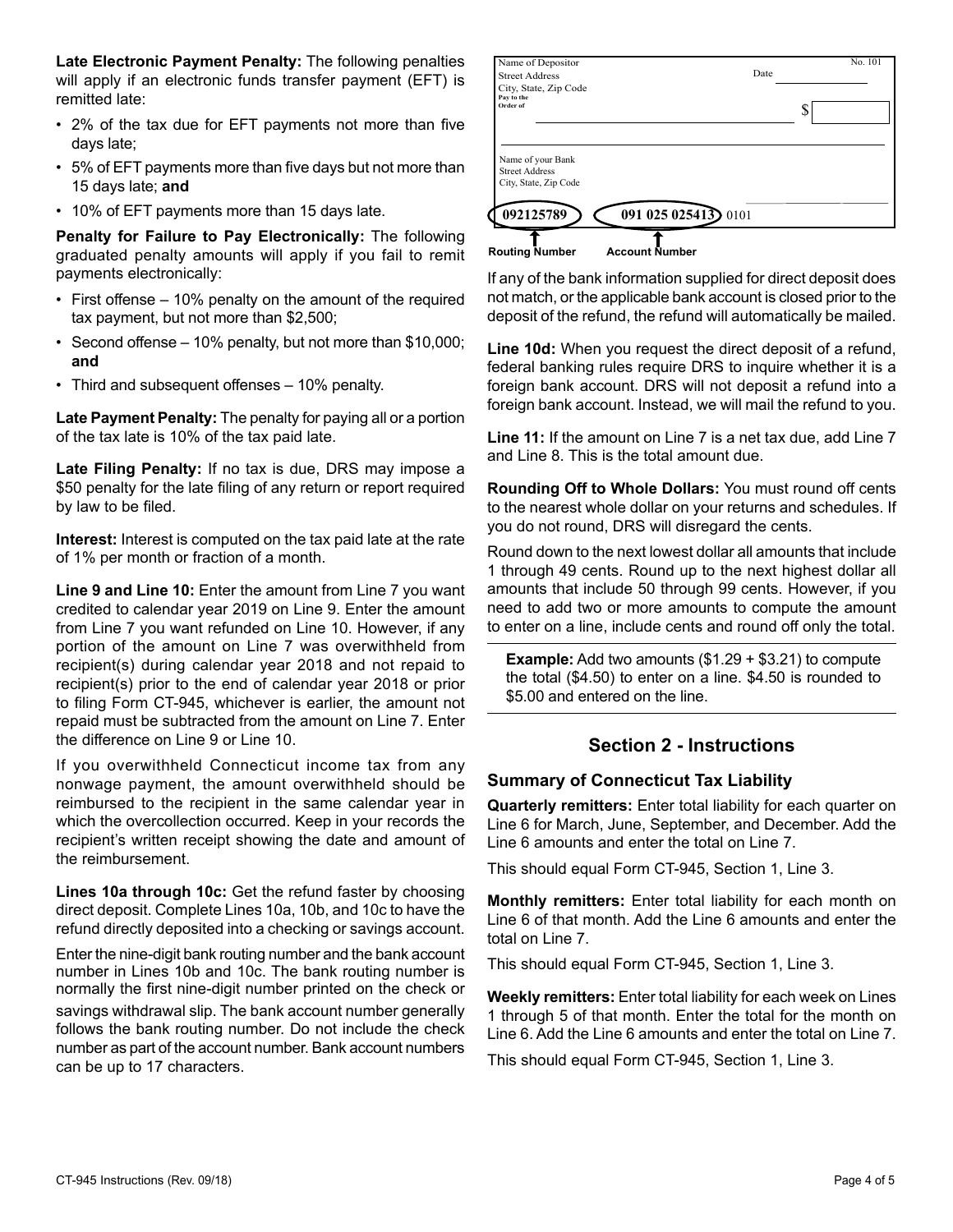**Late Electronic Payment Penalty:** The following penalties will apply if an electronic funds transfer payment (EFT) is remitted late:

- 2% of the tax due for EFT payments not more than five days late;
- 5% of EFT payments more than five days but not more than 15 days late; **and**
- 10% of EFT payments more than 15 days late.

**Penalty for Failure to Pay Electronically:** The following graduated penalty amounts will apply if you fail to remit payments electronically:

- First offense – 10% penalty on the amount of the required tax payment, but not more than $2,500;
- Second offense – 10% penalty, but not more than $10,000; **and**
- Third and subsequent offenses – 10% penalty.

**Late Payment Penalty:** The penalty for paying all or a portion of the tax late is 10% of the tax paid late.

**Late Filing Penalty:** If no tax is due, DRS may impose a $50 penalty for the late filing of any return or report required by law to be filed.

**Interest:** Interest is computed on the tax paid late at the rate of 1% per month or fraction of a month.

**Line 9 and Line 10:** Enter the amount from Line 7 you want credited to calendar year 2019 on Line 9. Enter the amount from Line 7 you want refunded on Line 10. However, if any portion of the amount on Line 7 was overwithheld from recipient(s) during calendar year 2018 and not repaid to recipient(s) prior to the end of calendar year 2018 or prior to filing Form CT-945, whichever is earlier, the amount not repaid must be subtracted from the amount on Line 7. Enter the difference on Line 9 or Line 10.

If you overwithheld Connecticut income tax from any nonwage payment, the amount overwithheld should be reimbursed to the recipient in the same calendar year in which the overcollection occurred. Keep in your records the recipient's written receipt showing the date and amount of the reimbursement.

**Lines 10a through 10c:** Get the refund faster by choosing direct deposit. Complete Lines 10a, 10b, and 10c to have the refund directly deposited into a checking or savings account.

Enter the nine-digit bank routing number and the bank account number in Lines 10b and 10c. The bank routing number is normally the first nine-digit number printed on the check or savings withdrawal slip. The bank account number generally follows the bank routing number. Do not include the check number as part of the account number. Bank account numbers can be up to 17 characters.

Name of Depositor
Street Address
City, State, Zip Code
No. 101
Date
Pay to the Order of
$
Name of your Bank
Street Address
City, State, Zip Code
092125789 | 091 025 025413 | 0101

Routing Number | Account Number

If any of the bank information supplied for direct deposit does not match, or the applicable bank account is closed prior to the deposit of the refund, the refund will automatically be mailed.

**Line 10d:** When you request the direct deposit of a refund, federal banking rules require DRS to inquire whether it is a foreign bank account. DRS will not deposit a refund into a foreign bank account. Instead, we will mail the refund to you.

**Line 11:** If the amount on Line 7 is a net tax due, add Line 7 and Line 8. This is the total amount due.

**Rounding Off to Whole Dollars:** You must round off cents to the nearest whole dollar on your returns and schedules. If you do not round, DRS will disregard the cents.

Round down to the next lowest dollar all amounts that include 1 through 49 cents. Round up to the next highest dollar all amounts that include 50 through 99 cents. However, if you need to add two or more amounts to compute the amount to enter on a line, include cents and round off only the total.

**Example:** Add two amounts ($1.29 + $3.21) to compute the total ($4.50) to enter on a line. $4.50 is rounded to $5.00 and entered on the line.

## Section 2 - Instructions

### Summary of Connecticut Tax Liability

**Quarterly remitters:** Enter total liability for each quarter on Line 6 for March, June, September, and December. Add the Line 6 amounts and enter the total on Line 7.

This should equal Form CT-945, Section 1, Line 3.

**Monthly remitters:** Enter total liability for each month on Line 6 of that month. Add the Line 6 amounts and enter the total on Line 7.

This should equal Form CT-945, Section 1, Line 3.

**Weekly remitters:** Enter total liability for each week on Lines 1 through 5 of that month. Enter the total for the month on Line 6. Add the Line 6 amounts and enter the total on Line 7.

This should equal Form CT-945, Section 1, Line 3.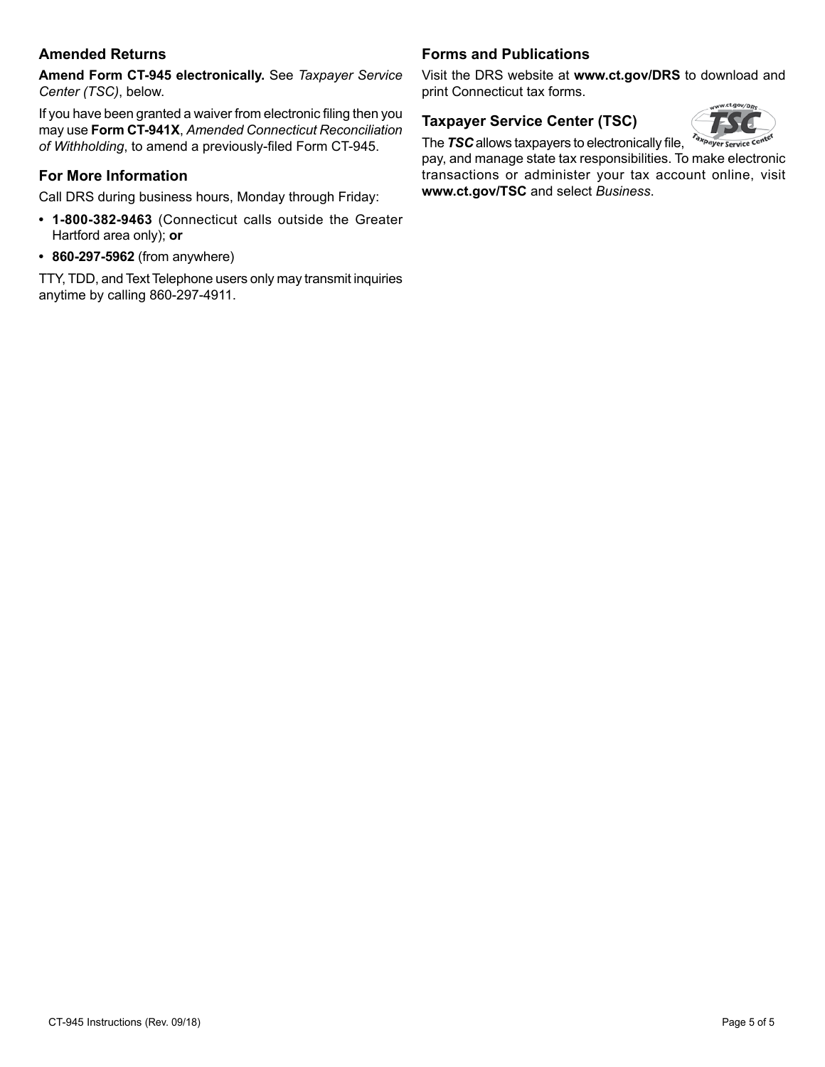## Amended Returns

**Amend Form CT-945 electronically.** See *Taxpayer Service Center (TSC)*, below.

If you have been granted a waiver from electronic filing then you may use **Form CT-941X**, *Amended Connecticut Reconciliation of Withholding*, to amend a previously-filed Form CT-945.

## For More Information

Call DRS during business hours, Monday through Friday:

- **1-800-382-9463** (Connecticut calls outside the Greater Hartford area only); **or**
- **860-297-5962** (from anywhere)

TTY, TDD, and Text Telephone users only may transmit inquiries anytime by calling 860-297-4911.

## Forms and Publications

Visit the DRS website at **www.ct.gov/DRS** to download and print Connecticut tax forms.

## Taxpayer Service Center (TSC)

The ***TSC*** allows taxpayers to electronically file, pay, and manage state tax responsibilities. To make electronic transactions or administer your tax account online, visit **www.ct.gov/TSC** and select *Business*.